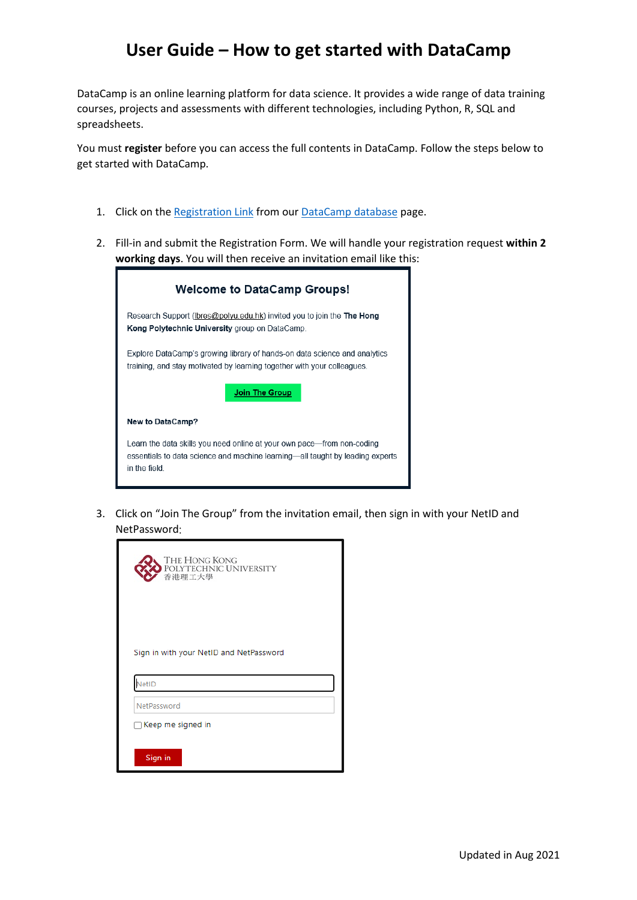# User Guide – How to get started with DataCamp

DataCamp is an online learning platform for data science. It provides a wide range of data training courses, projects and assessments with different technologies, including Python, R, SQL and spreadsheets.

You must **register** before you can access the full contents in DataCamp. Follow the steps below to get started with DataCamp.

1. Click on the Registration Link from our DataCamp database page.

2. Fill-in and submit the Registration Form. We will handle your registration request **within 2 working days**. You will then receive an invitation email like this:

   **Welcome to DataCamp Groups!**

   Research Support (lbres@polyu.edu.hk) invited you to join the **The Hong Kong Polytechnic University** group on DataCamp.

   Explore DataCamp's growing library of hands-on data science and analytics training, and stay motivated by learning together with your colleagues.

   Join The Group

   **New to DataCamp?**

   Learn the data skills you need online at your own pace—from non-coding essentials to data science and machine learning—all taught by leading experts in the field.

3. Click on "Join The Group" from the invitation email, then sign in with your NetID and NetPassword:

   THE HONG KONG POLYTECHNIC UNIVERSITY
   香港理工大學

   Sign in with your NetID and NetPassword

   NetID

   NetPassword

   Keep me signed in

   Sign in

Updated in Aug 2021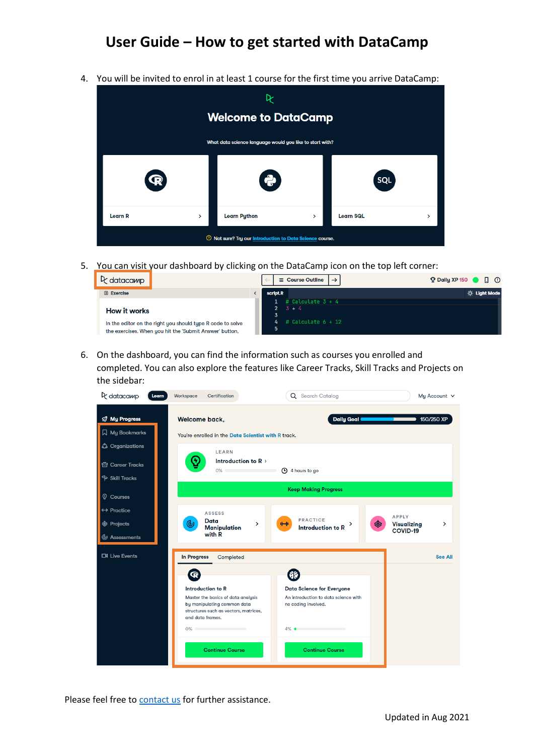# User Guide – How to get started with DataCamp

4. You will be invited to enrol in at least 1 course for the first time you arrive DataCamp:

5. You can visit your dashboard by clicking on the DataCamp icon on the top left corner:

6. On the dashboard, you can find the information such as courses you enrolled and completed. You can also explore the features like Career Tracks, Skill Tracks and Projects on the sidebar:

Please feel free to contact us for further assistance.

Updated in Aug 2021